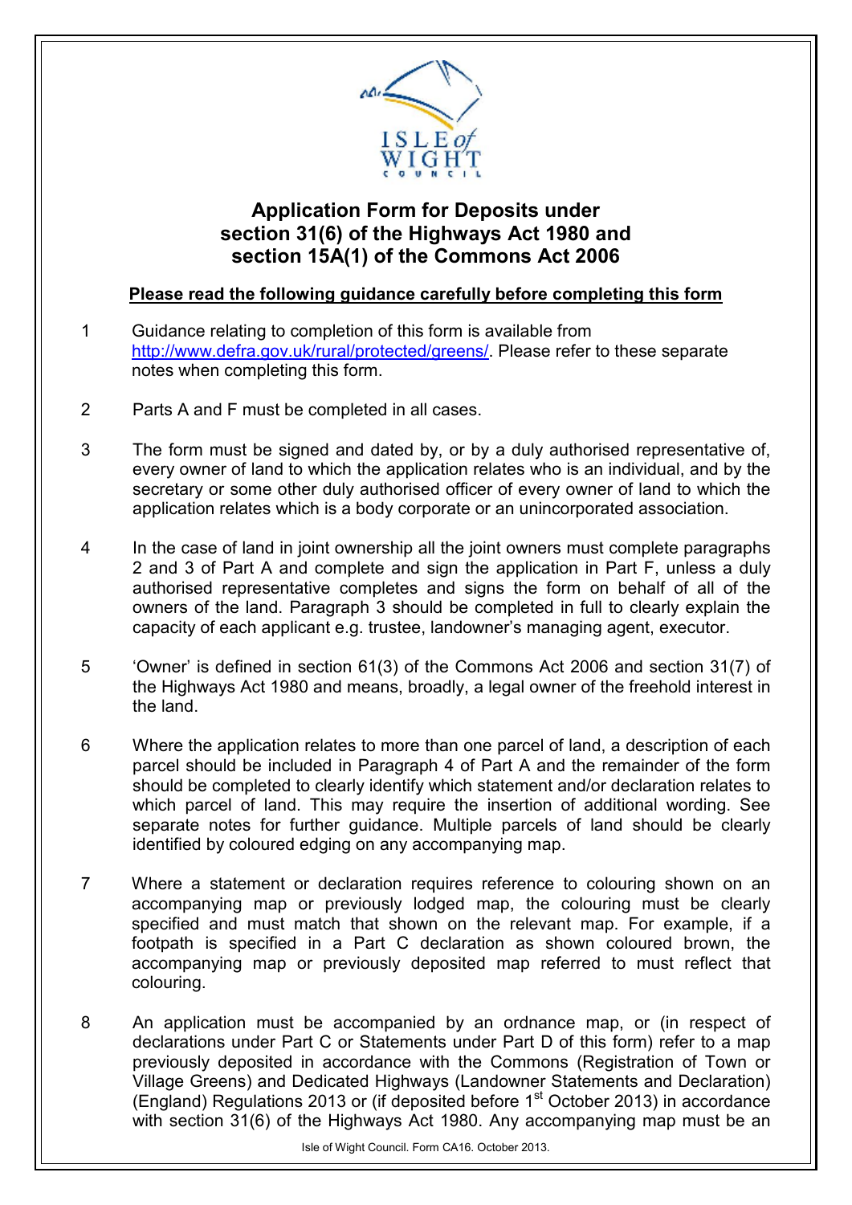# Application Form for Deposits under section 31(6) of the Highways Act 1980 and section 15A(1) of the Commons Act 2006

**Please read the following guidance carefully before completing this form**

1. Guidance relating to completion of this form is available from http://www.defra.gov.uk/rural/protected/greens/. Please refer to these separate notes when completing this form.

2. Parts A and F must be completed in all cases.

3. The form must be signed and dated by, or by a duly authorised representative of, every owner of land to which the application relates who is an individual, and by the secretary or some other duly authorised officer of every owner of land to which the application relates which is a body corporate or an unincorporated association.

4. In the case of land in joint ownership all the joint owners must complete paragraphs 2 and 3 of Part A and complete and sign the application in Part F, unless a duly authorised representative completes and signs the form on behalf of all of the owners of the land. Paragraph 3 should be completed in full to clearly explain the capacity of each applicant e.g. trustee, landowner's managing agent, executor.

5. 'Owner' is defined in section 61(3) of the Commons Act 2006 and section 31(7) of the Highways Act 1980 and means, broadly, a legal owner of the freehold interest in the land.

6. Where the application relates to more than one parcel of land, a description of each parcel should be included in Paragraph 4 of Part A and the remainder of the form should be completed to clearly identify which statement and/or declaration relates to which parcel of land. This may require the insertion of additional wording. See separate notes for further guidance. Multiple parcels of land should be clearly identified by coloured edging on any accompanying map.

7. Where a statement or declaration requires reference to colouring shown on an accompanying map or previously lodged map, the colouring must be clearly specified and must match that shown on the relevant map. For example, if a footpath is specified in a Part C declaration as shown coloured brown, the accompanying map or previously deposited map referred to must reflect that colouring.

8. An application must be accompanied by an ordnance map, or (in respect of declarations under Part C or Statements under Part D of this form) refer to a map previously deposited in accordance with the Commons (Registration of Town or Village Greens) and Dedicated Highways (Landowner Statements and Declaration) (England) Regulations 2013 or (if deposited before 1st October 2013) in accordance with section 31(6) of the Highways Act 1980. Any accompanying map must be an

Isle of Wight Council. Form CA16. October 2013.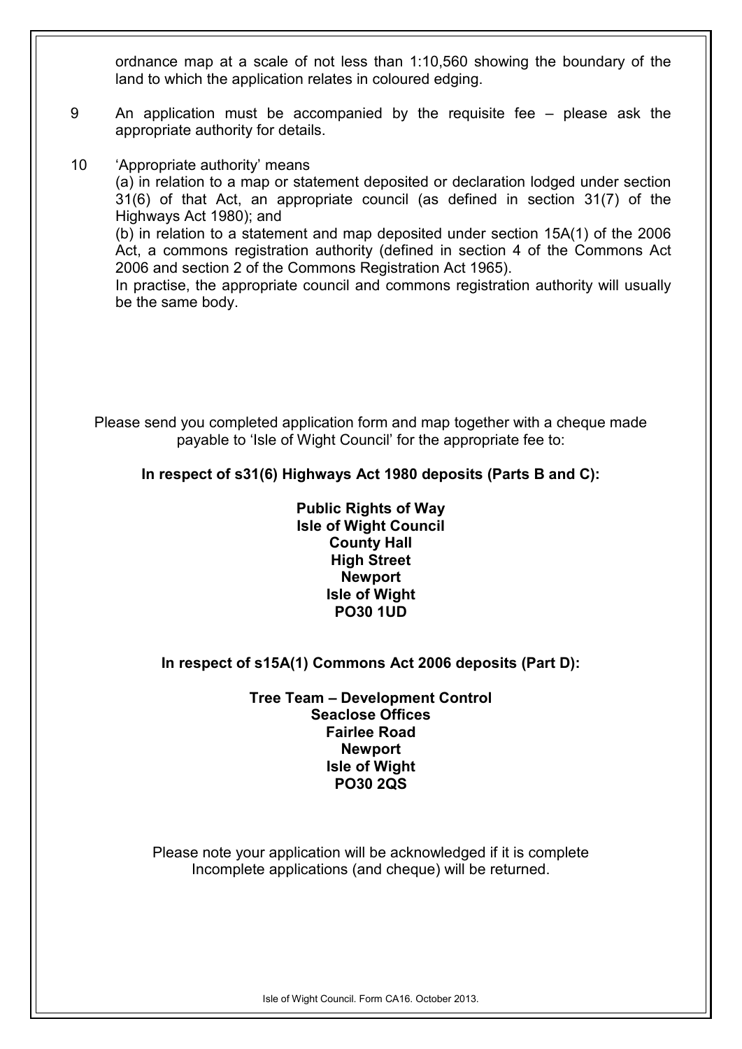ordnance map at a scale of not less than 1:10,560 showing the boundary of the land to which the application relates in coloured edging.

9 An application must be accompanied by the requisite fee – please ask the appropriate authority for details.

10 'Appropriate authority' means
(a) in relation to a map or statement deposited or declaration lodged under section 31(6) of that Act, an appropriate council (as defined in section 31(7) of the Highways Act 1980); and
(b) in relation to a statement and map deposited under section 15A(1) of the 2006 Act, a commons registration authority (defined in section 4 of the Commons Act 2006 and section 2 of the Commons Registration Act 1965).
In practise, the appropriate council and commons registration authority will usually be the same body.

Please send you completed application form and map together with a cheque made payable to 'Isle of Wight Council' for the appropriate fee to:

**In respect of s31(6) Highways Act 1980 deposits (Parts B and C):**

**Public Rights of Way**
**Isle of Wight Council**
**County Hall**
**High Street**
**Newport**
**Isle of Wight**
**PO30 1UD**

**In respect of s15A(1) Commons Act 2006 deposits (Part D):**

**Tree Team – Development Control**
**Seaclose Offices**
**Fairlee Road**
**Newport**
**Isle of Wight**
**PO30 2QS**

Please note your application will be acknowledged if it is complete
Incomplete applications (and cheque) will be returned.

Isle of Wight Council. Form CA16. October 2013.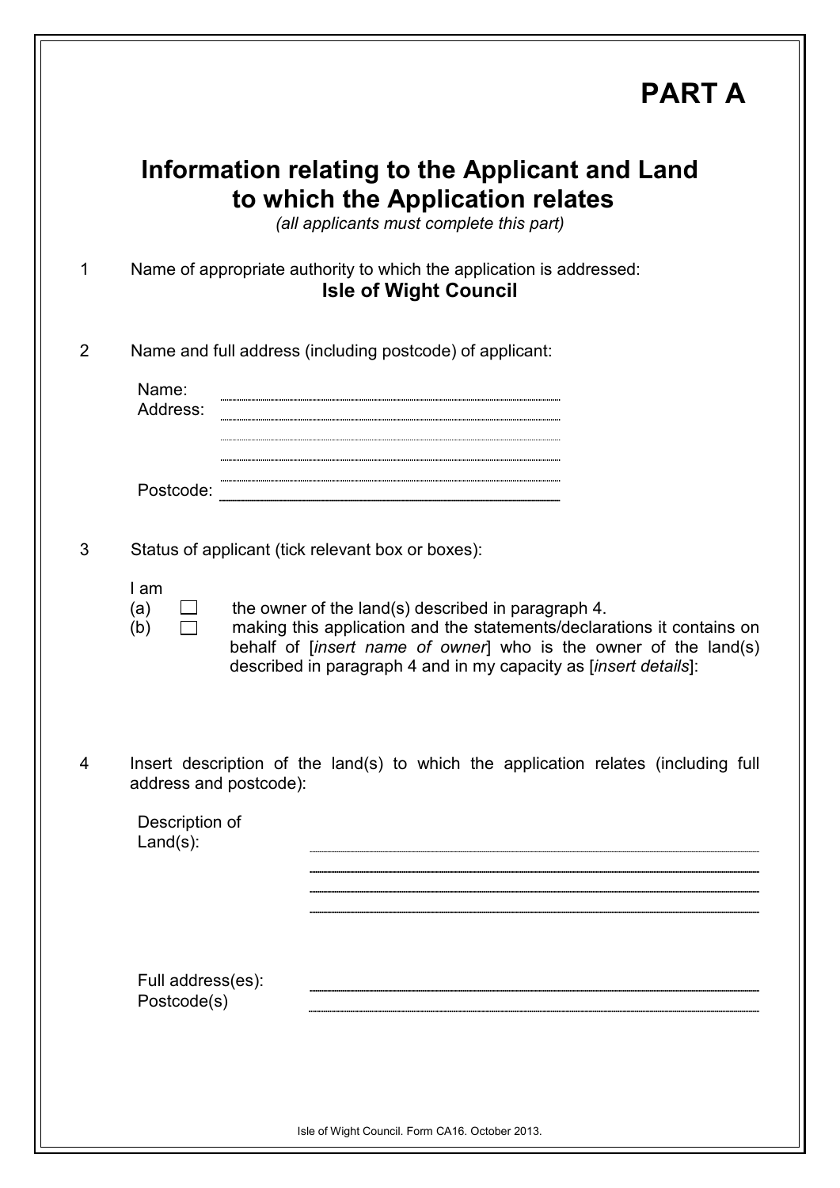# PART A

## Information relating to the Applicant and Land to which the Application relates

*(all applicants must complete this part)*

1 Name of appropriate authority to which the application is addressed:

**Isle of Wight Council**

2 Name and full address (including postcode) of applicant:

Name: ..............................................................

Address: ..............................................................

..............................................................

..............................................................

..............................................................

Postcode: ______________________________

3 Status of applicant (tick relevant box or boxes):

I am

(a) ☐ the owner of the land(s) described in paragraph 4.

(b) ☐ making this application and the statements/declarations it contains on behalf of [*insert name of owner*] who is the owner of the land(s) described in paragraph 4 and in my capacity as [*insert details*]:

4 Insert description of the land(s) to which the application relates (including full address and postcode):

Description of Land(s): ..............................................................

..............................................................

..............................................................

..............................................................

Full address(es): ..............................................................

Postcode(s) ..............................................................

Isle of Wight Council. Form CA16. October 2013.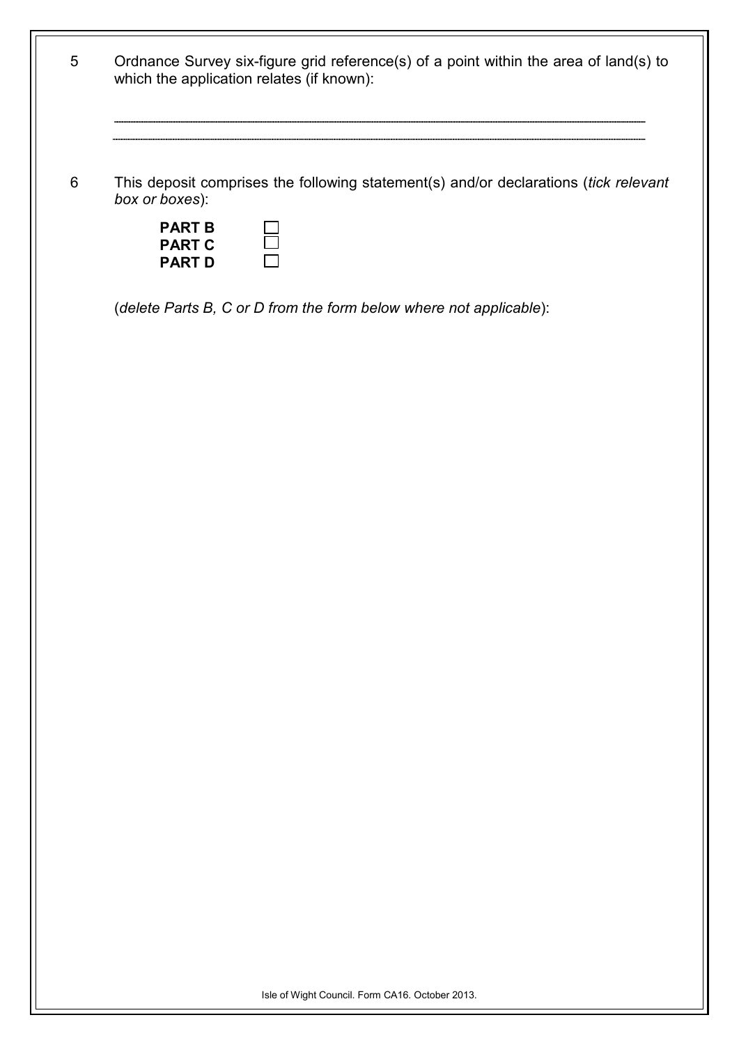5 Ordnance Survey six-figure grid reference(s) of a point within the area of land(s) to which the application relates (if known):

..............................................................................................................................................

..............................................................................................................................................

6 This deposit comprises the following statement(s) and/or declarations (*tick relevant box or boxes*):

**PART B** ☐
**PART C** ☐
**PART D** ☐

(*delete Parts B, C or D from the form below where not applicable*):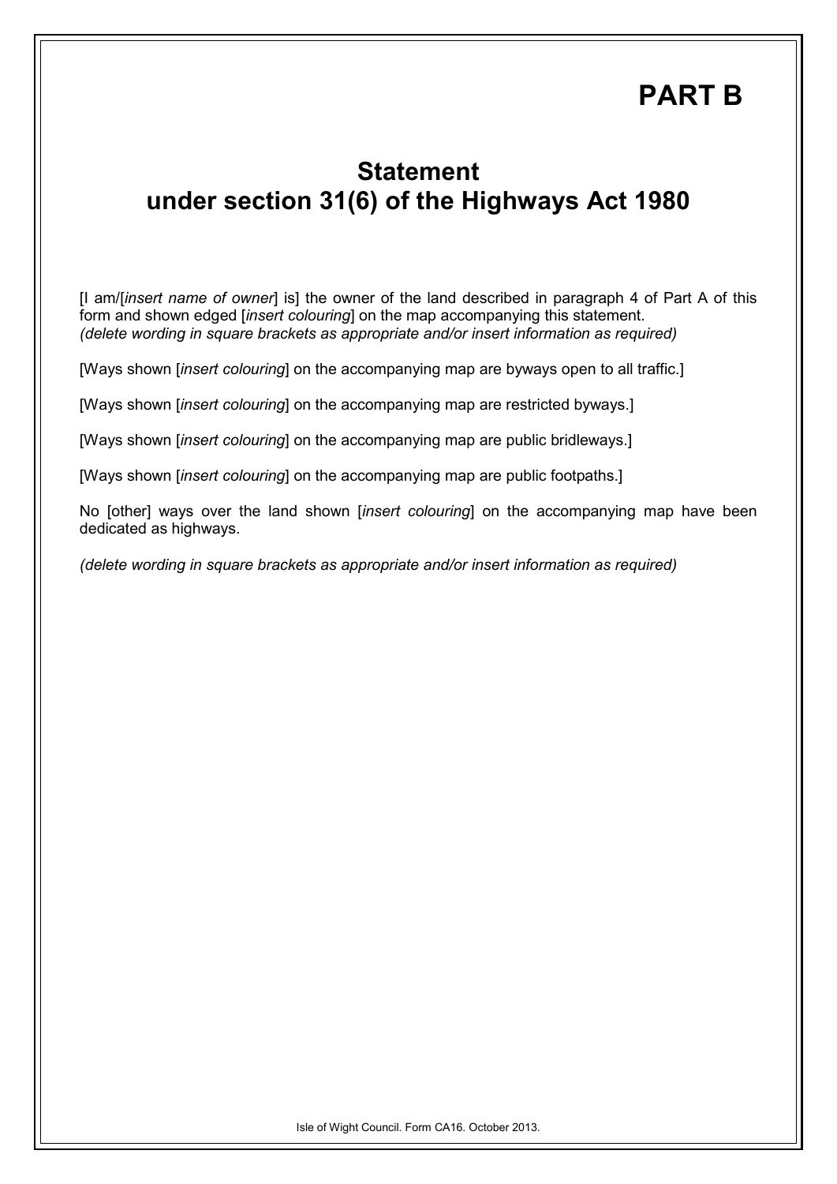# PART B

## Statement under section 31(6) of the Highways Act 1980

[I am/[*insert name of owner*] is] the owner of the land described in paragraph 4 of Part A of this form and shown edged [*insert colouring*] on the map accompanying this statement.
*(delete wording in square brackets as appropriate and/or insert information as required)*

[Ways shown [*insert colouring*] on the accompanying map are byways open to all traffic.]

[Ways shown [*insert colouring*] on the accompanying map are restricted byways.]

[Ways shown [*insert colouring*] on the accompanying map are public bridleways.]

[Ways shown [*insert colouring*] on the accompanying map are public footpaths.]

No [other] ways over the land shown [*insert colouring*] on the accompanying map have been dedicated as highways.

*(delete wording in square brackets as appropriate and/or insert information as required)*

Isle of Wight Council. Form CA16. October 2013.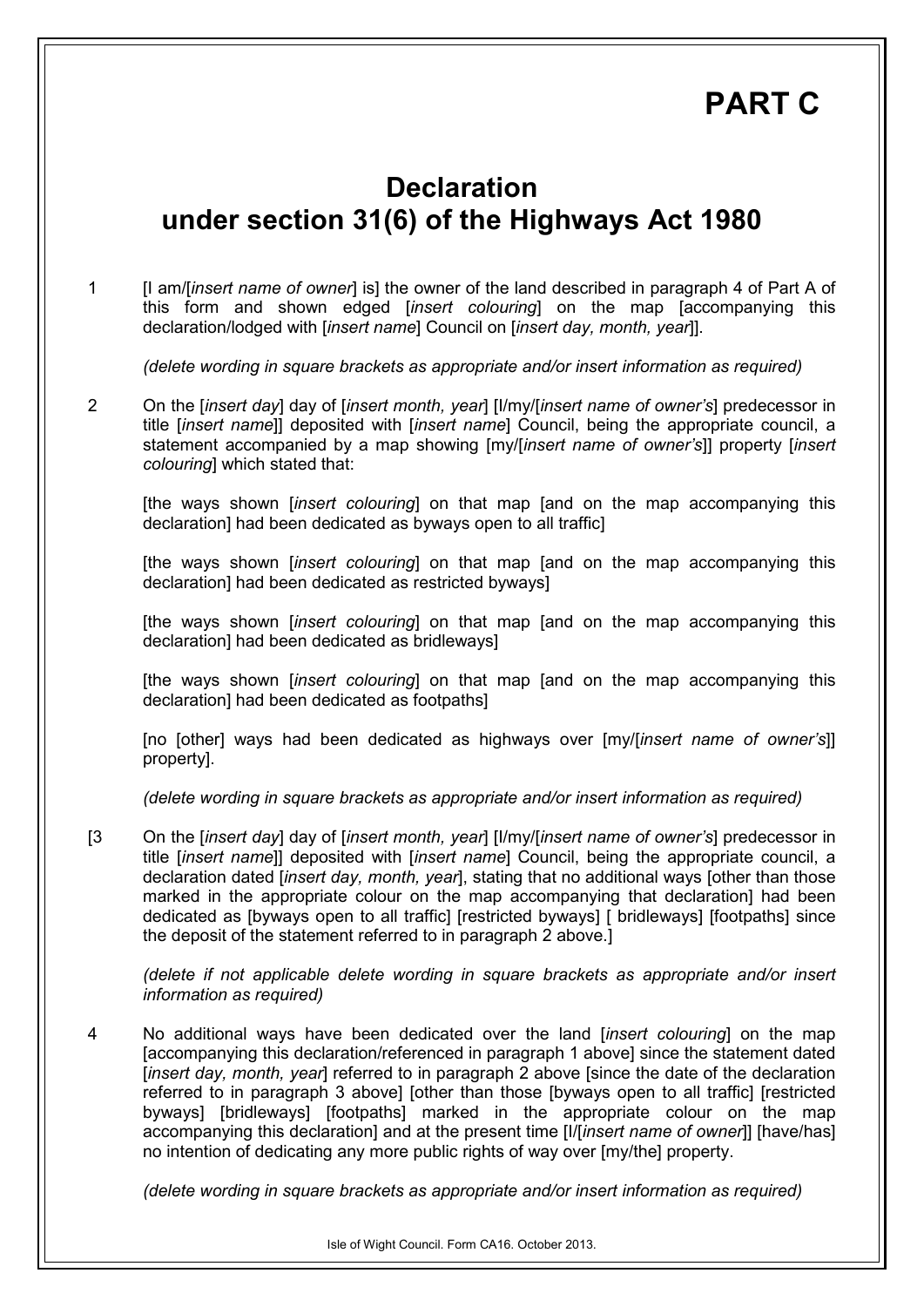# PART C

## Declaration under section 31(6) of the Highways Act 1980

1 [I am/[*insert name of owner*] is] the owner of the land described in paragraph 4 of Part A of this form and shown edged [*insert colouring*] on the map [accompanying this declaration/lodged with [*insert name*] Council on [*insert day, month, year*]].

*(delete wording in square brackets as appropriate and/or insert information as required)*

2 On the [*insert day*] day of [*insert month, year*] [I/my/[*insert name of owner's*] predecessor in title [*insert name*]] deposited with [*insert name*] Council, being the appropriate council, a statement accompanied by a map showing [my/[*insert name of owner's*]] property [*insert colouring*] which stated that:

[the ways shown [*insert colouring*] on that map [and on the map accompanying this declaration] had been dedicated as byways open to all traffic]

[the ways shown [*insert colouring*] on that map [and on the map accompanying this declaration] had been dedicated as restricted byways]

[the ways shown [*insert colouring*] on that map [and on the map accompanying this declaration] had been dedicated as bridleways]

[the ways shown [*insert colouring*] on that map [and on the map accompanying this declaration] had been dedicated as footpaths]

[no [other] ways had been dedicated as highways over [my/[*insert name of owner's*]] property].

*(delete wording in square brackets as appropriate and/or insert information as required)*

[3 On the [*insert day*] day of [*insert month, year*] [I/my/[*insert name of owner's*] predecessor in title [*insert name*]] deposited with [*insert name*] Council, being the appropriate council, a declaration dated [*insert day, month, year*], stating that no additional ways [other than those marked in the appropriate colour on the map accompanying that declaration] had been dedicated as [byways open to all traffic] [restricted byways] [ bridleways] [footpaths] since the deposit of the statement referred to in paragraph 2 above.]

*(delete if not applicable delete wording in square brackets as appropriate and/or insert information as required)*

4 No additional ways have been dedicated over the land [*insert colouring*] on the map [accompanying this declaration/referenced in paragraph 1 above] since the statement dated [*insert day, month, year*] referred to in paragraph 2 above [since the date of the declaration referred to in paragraph 3 above] [other than those [byways open to all traffic] [restricted byways] [bridleways] [footpaths] marked in the appropriate colour on the map accompanying this declaration] and at the present time [I/[*insert name of owner*]] [have/has] no intention of dedicating any more public rights of way over [my/the] property.

*(delete wording in square brackets as appropriate and/or insert information as required)*

Isle of Wight Council. Form CA16. October 2013.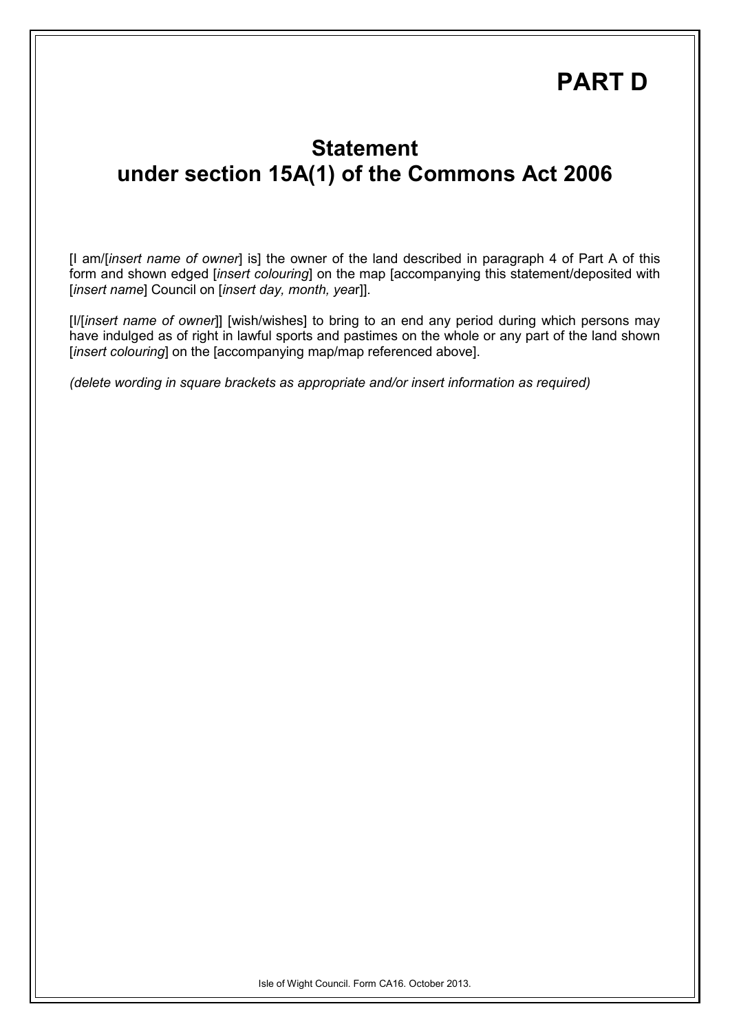# PART D

## Statement under section 15A(1) of the Commons Act 2006

[I am/[*insert name of owner*] is] the owner of the land described in paragraph 4 of Part A of this form and shown edged [*insert colouring*] on the map [accompanying this statement/deposited with [*insert name*] Council on [*insert day, month, year*]].

[I/[*insert name of owner*]] [wish/wishes] to bring to an end any period during which persons may have indulged as of right in lawful sports and pastimes on the whole or any part of the land shown [*insert colouring*] on the [accompanying map/map referenced above].

*(delete wording in square brackets as appropriate and/or insert information as required)*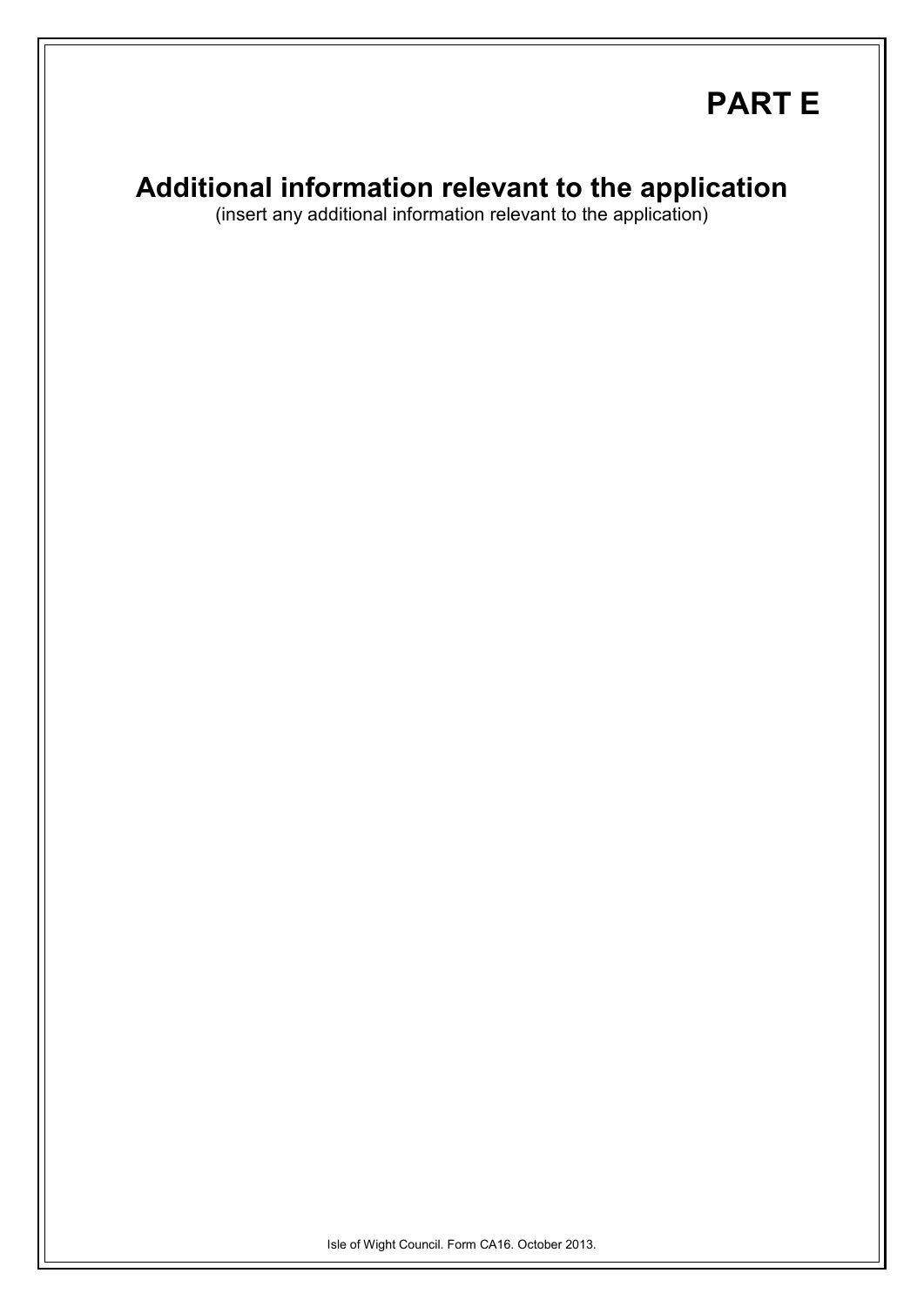# PART E

## Additional information relevant to the application

(insert any additional information relevant to the application)

Isle of Wight Council. Form CA16. October 2013.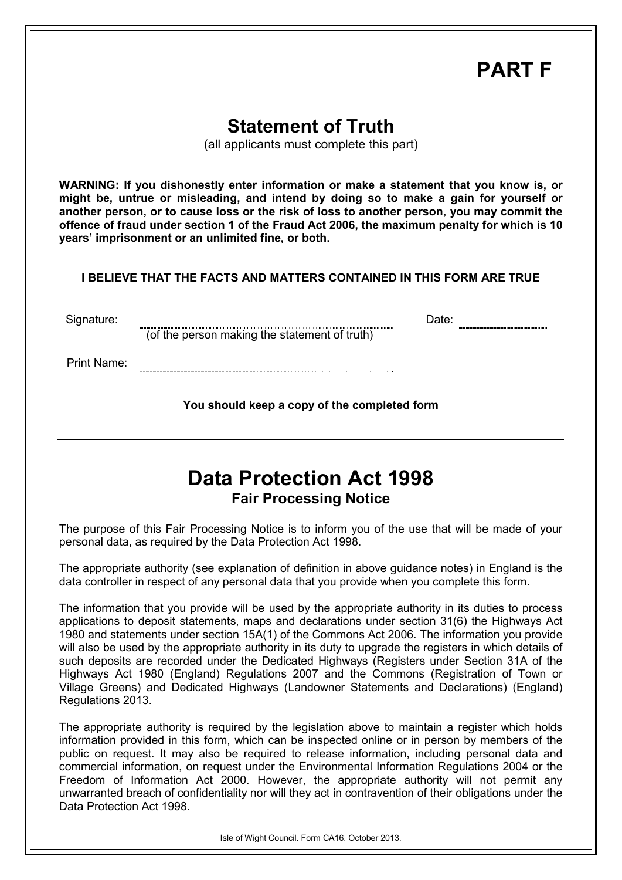# PART F

## Statement of Truth

(all applicants must complete this part)

**WARNING: If you dishonestly enter information or make a statement that you know is, or might be, untrue or misleading, and intend by doing so to make a gain for yourself or another person, or to cause loss or the risk of loss to another person, you may commit the offence of fraud under section 1 of the Fraud Act 2006, the maximum penalty for which is 10 years' imprisonment or an unlimited fine, or both.**

**I BELIEVE THAT THE FACTS AND MATTERS CONTAINED IN THIS FORM ARE TRUE**

Signature: ............................................................ Date: ....................

(of the person making the statement of truth)

Print Name: ............................................................

**You should keep a copy of the completed form**

---

## Data Protection Act 1998

### Fair Processing Notice

The purpose of this Fair Processing Notice is to inform you of the use that will be made of your personal data, as required by the Data Protection Act 1998.

The appropriate authority (see explanation of definition in above guidance notes) in England is the data controller in respect of any personal data that you provide when you complete this form.

The information that you provide will be used by the appropriate authority in its duties to process applications to deposit statements, maps and declarations under section 31(6) the Highways Act 1980 and statements under section 15A(1) of the Commons Act 2006. The information you provide will also be used by the appropriate authority in its duty to upgrade the registers in which details of such deposits are recorded under the Dedicated Highways (Registers under Section 31A of the Highways Act 1980 (England) Regulations 2007 and the Commons (Registration of Town or Village Greens) and Dedicated Highways (Landowner Statements and Declarations) (England) Regulations 2013.

The appropriate authority is required by the legislation above to maintain a register which holds information provided in this form, which can be inspected online or in person by members of the public on request. It may also be required to release information, including personal data and commercial information, on request under the Environmental Information Regulations 2004 or the Freedom of Information Act 2000. However, the appropriate authority will not permit any unwarranted breach of confidentiality nor will they act in contravention of their obligations under the Data Protection Act 1998.

Isle of Wight Council. Form CA16. October 2013.